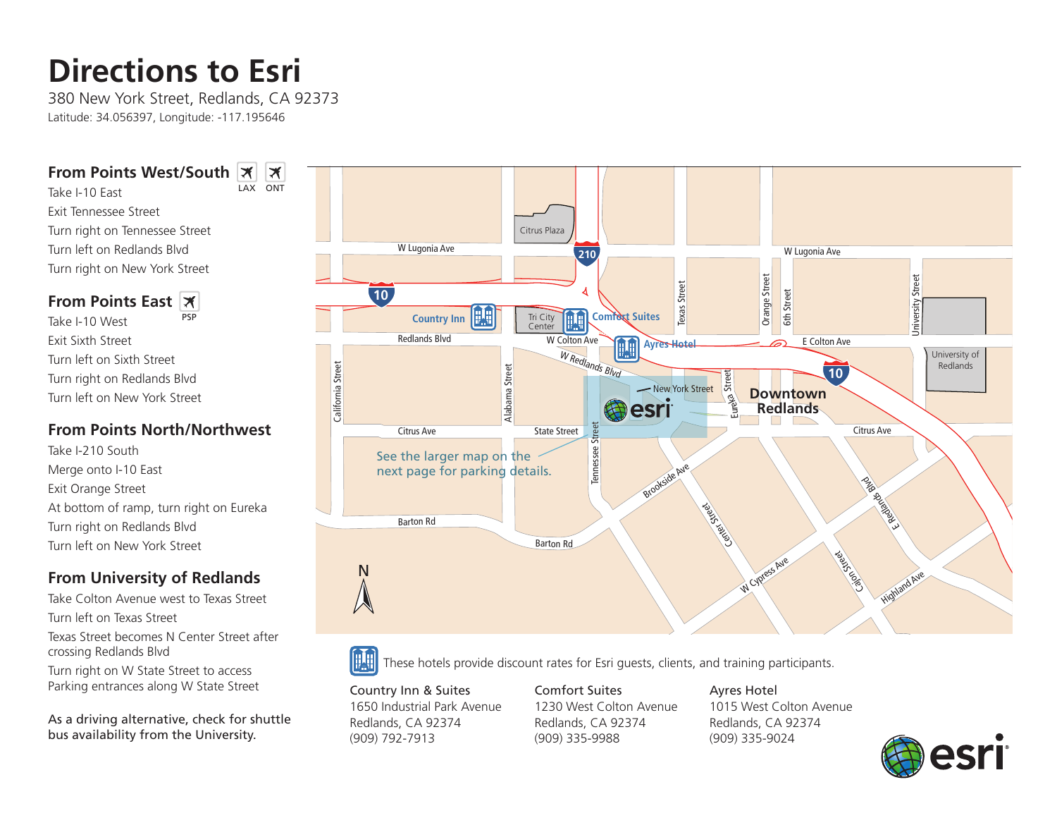# Directions to Esri

380 New York Street, Redlands, CA 92373

Latitude: 34.056397, Longitude: -117.195646

## From Points West/South (LAX, ONT)

Take I-10 East
Exit Tennessee Street
Turn right on Tennessee Street
Turn left on Redlands Blvd
Turn right on New York Street

## From Points East (PSP)

Take I-10 West
Exit Sixth Street
Turn left on Sixth Street
Turn right on Redlands Blvd
Turn left on New York Street

## From Points North/Northwest

Take I-210 South
Merge onto I-10 East
Exit Orange Street
At bottom of ramp, turn right on Eureka
Turn right on Redlands Blvd
Turn left on New York Street

## From University of Redlands

Take Colton Avenue west to Texas Street
Turn left on Texas Street
Texas Street becomes N Center Street after crossing Redlands Blvd
Turn right on W State Street to access Parking entrances along W State Street

As a driving alternative, check for shuttle bus availability from the University.

See the larger map on the next page for parking details.

These hotels provide discount rates for Esri guests, clients, and training participants.

**Country Inn & Suites**
1650 Industrial Park Avenue
Redlands, CA 92374
(909) 792-7913

**Comfort Suites**
1230 West Colton Avenue
Redlands, CA 92374
(909) 335-9988

**Ayres Hotel**
1015 West Colton Avenue
Redlands, CA 92374
(909) 335-9024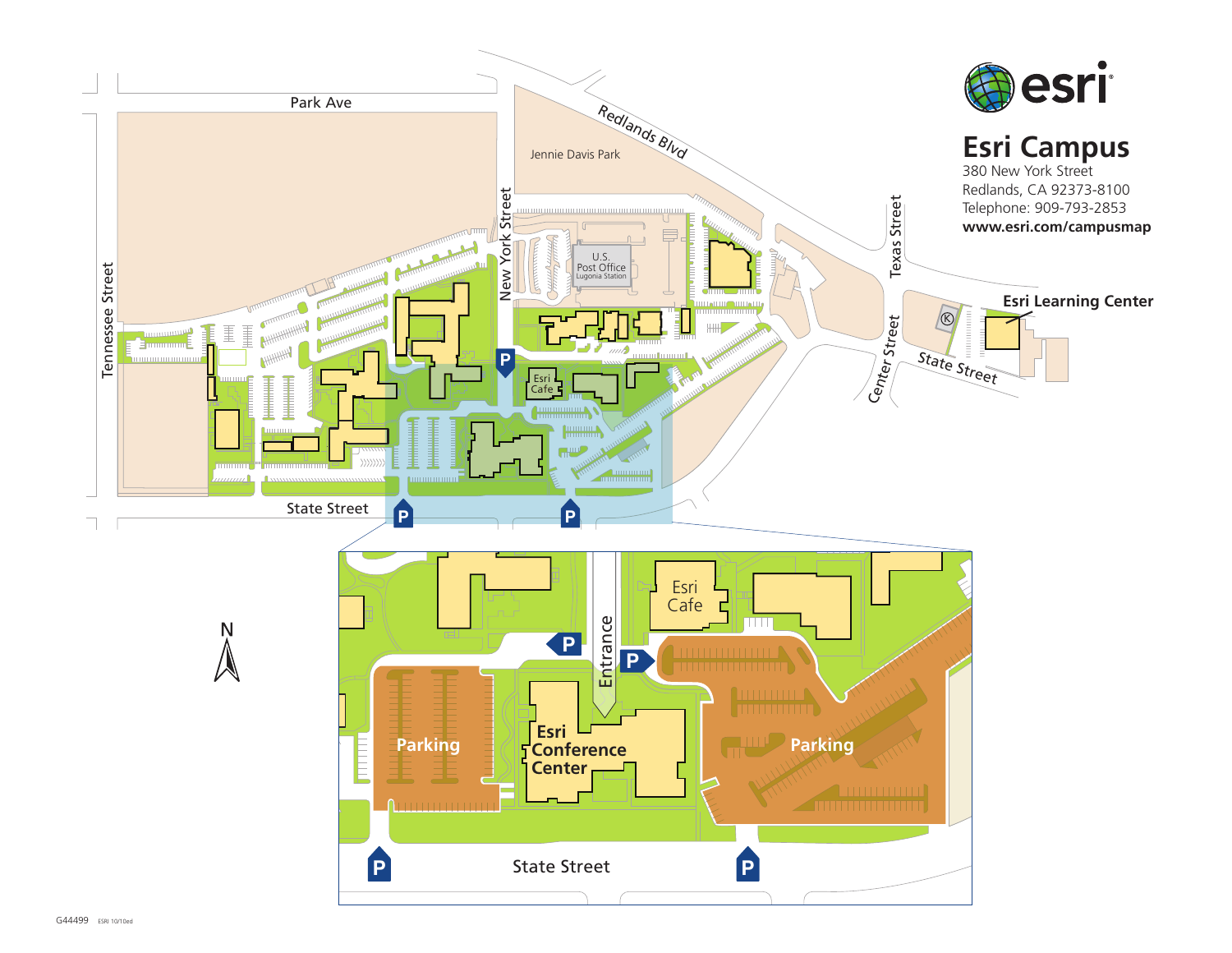# Esri Campus

380 New York Street
Redlands, CA 92373-8100
Telephone: 909-793-2853
**www.esri.com/campusmap**

Park Ave

Redlands Blvd

Jennie Davis Park

Tennessee Street

New York Street

Texas Street

U.S. Post Office
Lugonia Station

**Esri Learning Center**

Center Street

State Street

Esri Cafe

State Street

P

Esri Cafe

Entrance

P

**Esri Conference Center**

**Parking**

**Parking**

State Street

N

G44499 ESRI 10/10ed